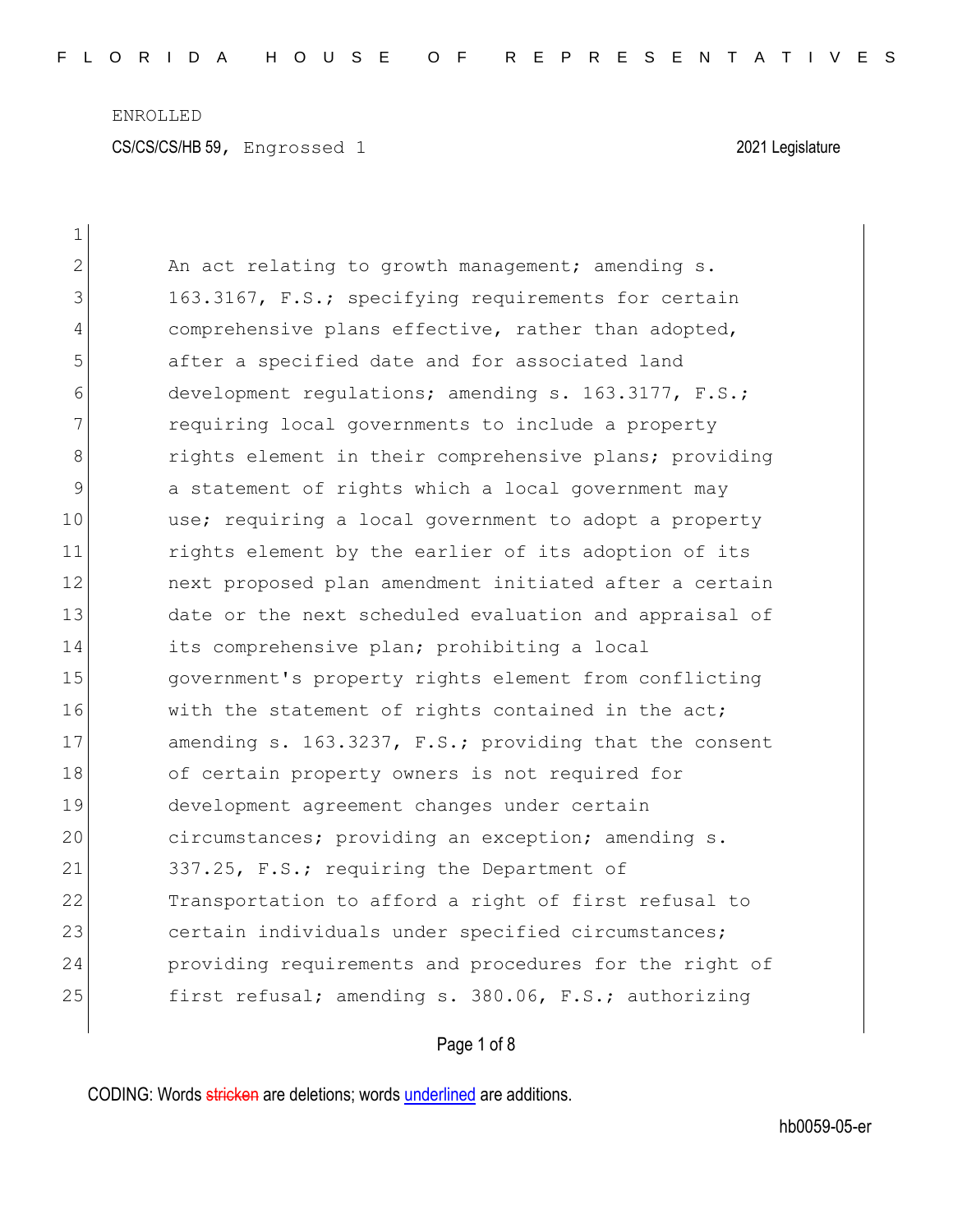ENROLLED

CS/CS/CS/HB 59, Engrossed 1 2021 Legislature

An act relating to growth management; amending s. 163.3167, F.S.; specifying requirements for certain comprehensive plans effective, rather than adopted, after a specified date and for associated land development regulations; amending s. 163.3177, F.S.; requiring local governments to include a property rights element in their comprehensive plans; providing a statement of rights which a local government may use; requiring a local government to adopt a property rights element by the earlier of its adoption of its next proposed plan amendment initiated after a certain date or the next scheduled evaluation and appraisal of its comprehensive plan; prohibiting a local government's property rights element from conflicting with the statement of rights contained in the act; amending s. 163.3237, F.S.; providing that the consent of certain property owners is not required for development agreement changes under certain circumstances; providing an exception; amending s. 337.25, F.S.; requiring the Department of Transportation to afford a right of first refusal to certain individuals under specified circumstances; providing requirements and procedures for the right of first refusal; amending s. 380.06, F.S.; authorizing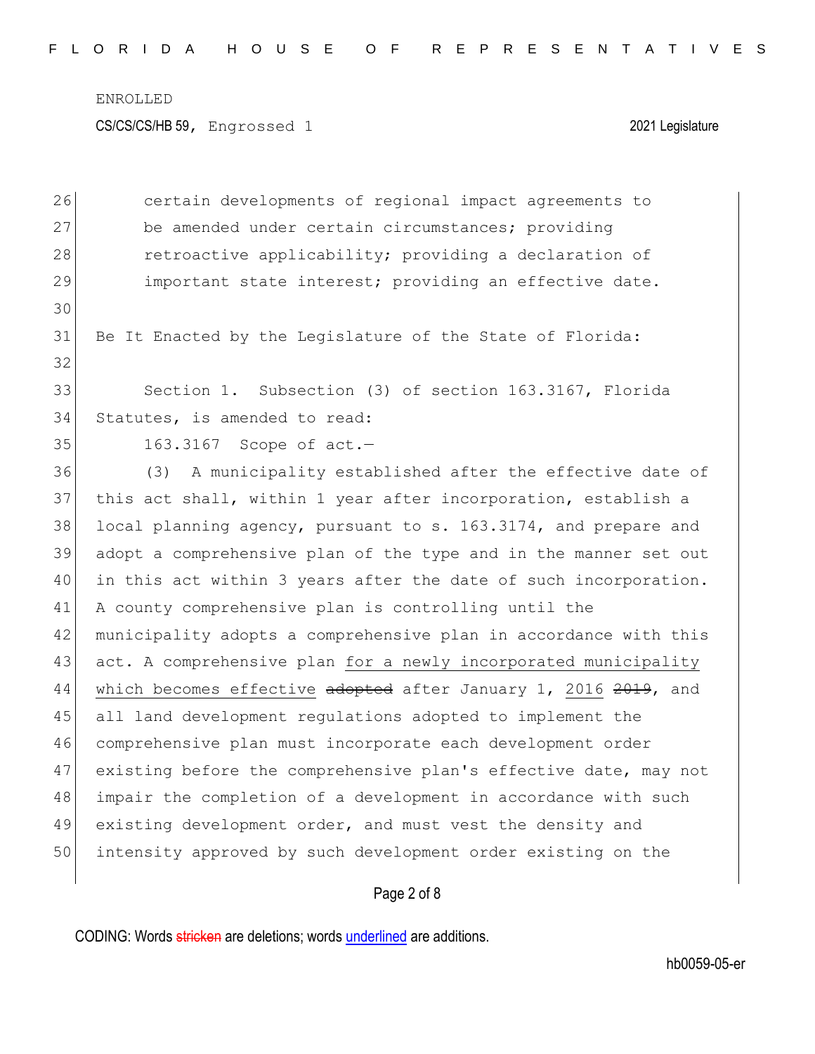certain developments of regional impact agreements to be amended under certain circumstances; providing retroactive applicability; providing a declaration of important state interest; providing an effective date.

Be It Enacted by the Legislature of the State of Florida:

Section 1. Subsection (3) of section 163.3167, Florida Statutes, is amended to read:

163.3167 Scope of act.—

(3) A municipality established after the effective date of this act shall, within 1 year after incorporation, establish a local planning agency, pursuant to s. 163.3174, and prepare and adopt a comprehensive plan of the type and in the manner set out in this act within 3 years after the date of such incorporation. A county comprehensive plan is controlling until the municipality adopts a comprehensive plan in accordance with this act. A comprehensive plan <u>for a newly incorporated municipality which becomes effective</u> ~~adopted~~ after January 1, <u>2016</u> ~~2019~~, and all land development regulations adopted to implement the comprehensive plan must incorporate each development order existing before the comprehensive plan's effective date, may not impair the completion of a development in accordance with such existing development order, and must vest the density and intensity approved by such development order existing on the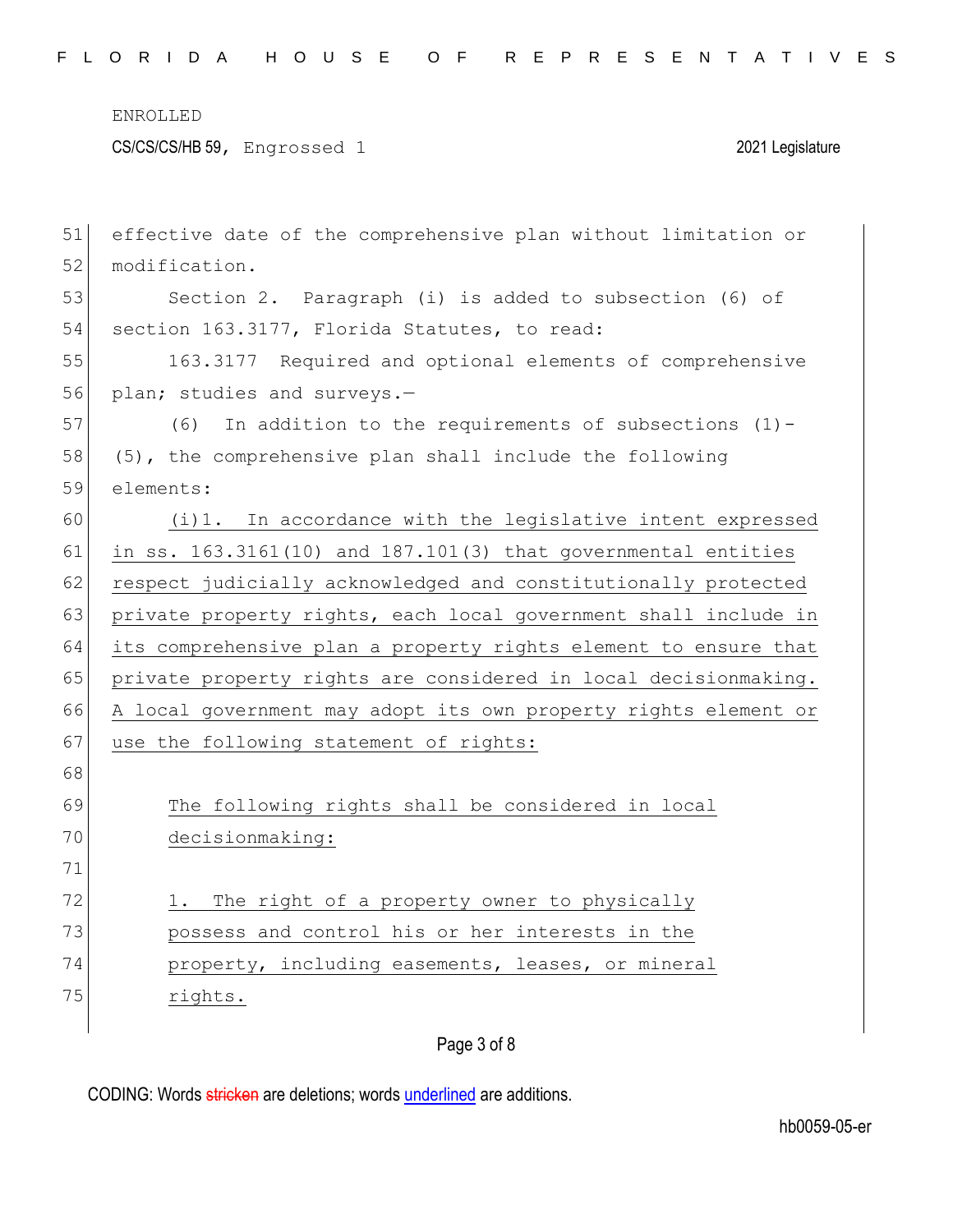effective date of the comprehensive plan without limitation or modification.

Section 2. Paragraph (i) is added to subsection (6) of section 163.3177, Florida Statutes, to read:

163.3177 Required and optional elements of comprehensive plan; studies and surveys.—

(6) In addition to the requirements of subsections (1)-(5), the comprehensive plan shall include the following elements:

<u>(i)1. In accordance with the legislative intent expressed in ss. 163.3161(10) and 187.101(3) that governmental entities respect judicially acknowledged and constitutionally protected private property rights, each local government shall include in its comprehensive plan a property rights element to ensure that private property rights are considered in local decisionmaking. A local government may adopt its own property rights element or use the following statement of rights:</u>

> <u>The following rights shall be considered in local decisionmaking:</u>
>
> <u>1. The right of a property owner to physically possess and control his or her interests in the property, including easements, leases, or mineral rights.</u>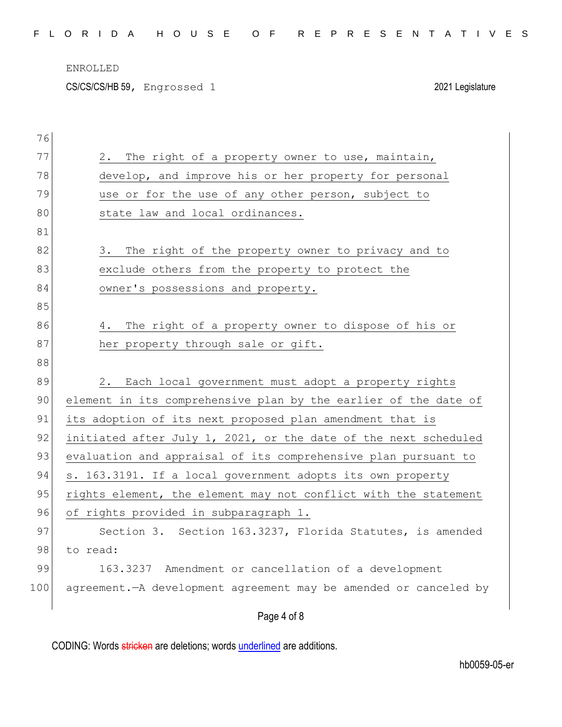2. The right of a property owner to use, maintain, develop, and improve his or her property for personal use or for the use of any other person, subject to state law and local ordinances.

3. The right of the property owner to privacy and to exclude others from the property to protect the owner's possessions and property.

4. The right of a property owner to dispose of his or her property through sale or gift.

2. Each local government must adopt a property rights element in its comprehensive plan by the earlier of the date of its adoption of its next proposed plan amendment that is initiated after July 1, 2021, or the date of the next scheduled evaluation and appraisal of its comprehensive plan pursuant to s. 163.3191. If a local government adopts its own property rights element, the element may not conflict with the statement of rights provided in subparagraph 1.

Section 3. Section 163.3237, Florida Statutes, is amended to read:

163.3237 Amendment or cancellation of a development agreement.—A development agreement may be amended or canceled by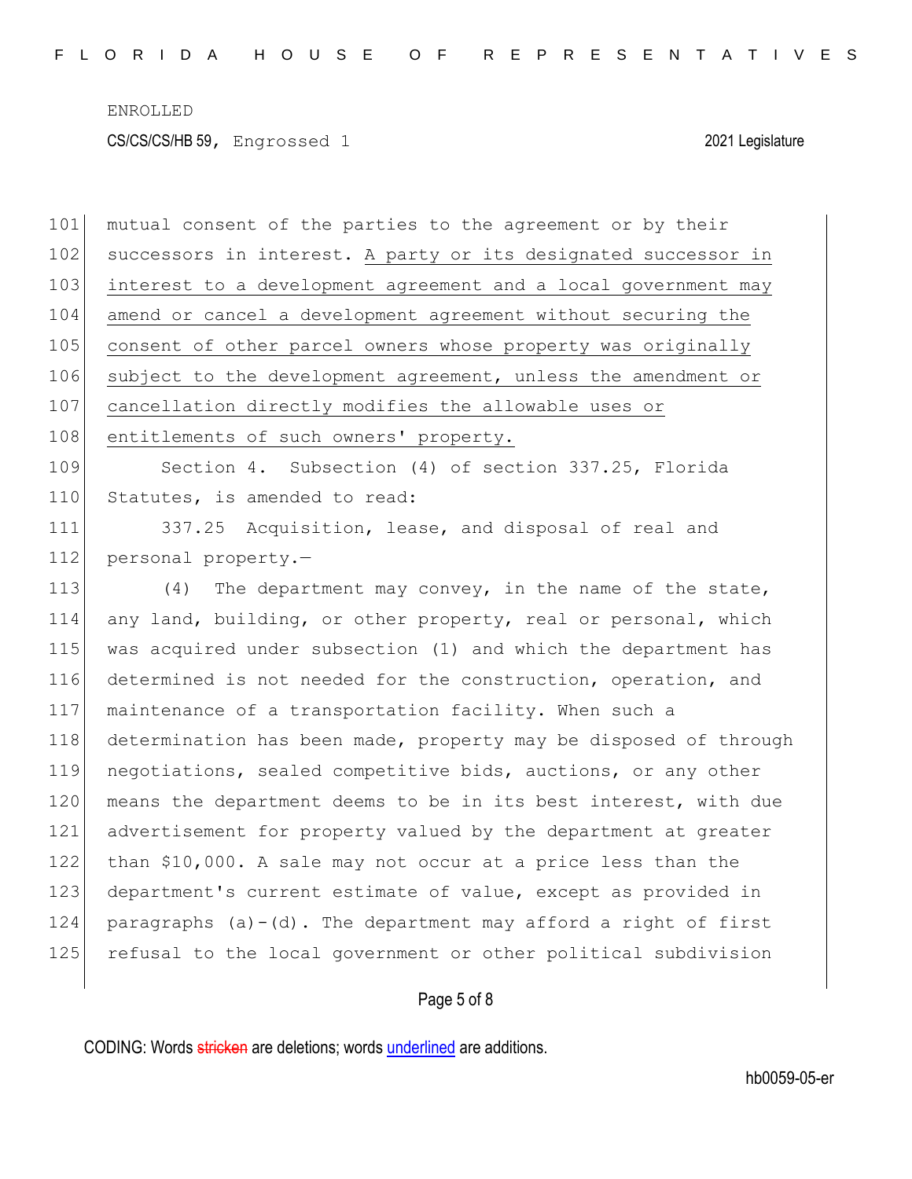mutual consent of the parties to the agreement or by their successors in interest. <u>A party or its designated successor in interest to a development agreement and a local government may amend or cancel a development agreement without securing the consent of other parcel owners whose property was originally subject to the development agreement, unless the amendment or cancellation directly modifies the allowable uses or entitlements of such owners' property.</u>

Section 4. Subsection (4) of section 337.25, Florida Statutes, is amended to read:

337.25 Acquisition, lease, and disposal of real and personal property.—

(4) The department may convey, in the name of the state, any land, building, or other property, real or personal, which was acquired under subsection (1) and which the department has determined is not needed for the construction, operation, and maintenance of a transportation facility. When such a determination has been made, property may be disposed of through negotiations, sealed competitive bids, auctions, or any other means the department deems to be in its best interest, with due advertisement for property valued by the department at greater than $10,000. A sale may not occur at a price less than the department's current estimate of value, except as provided in paragraphs (a)-(d). The department may afford a right of first refusal to the local government or other political subdivision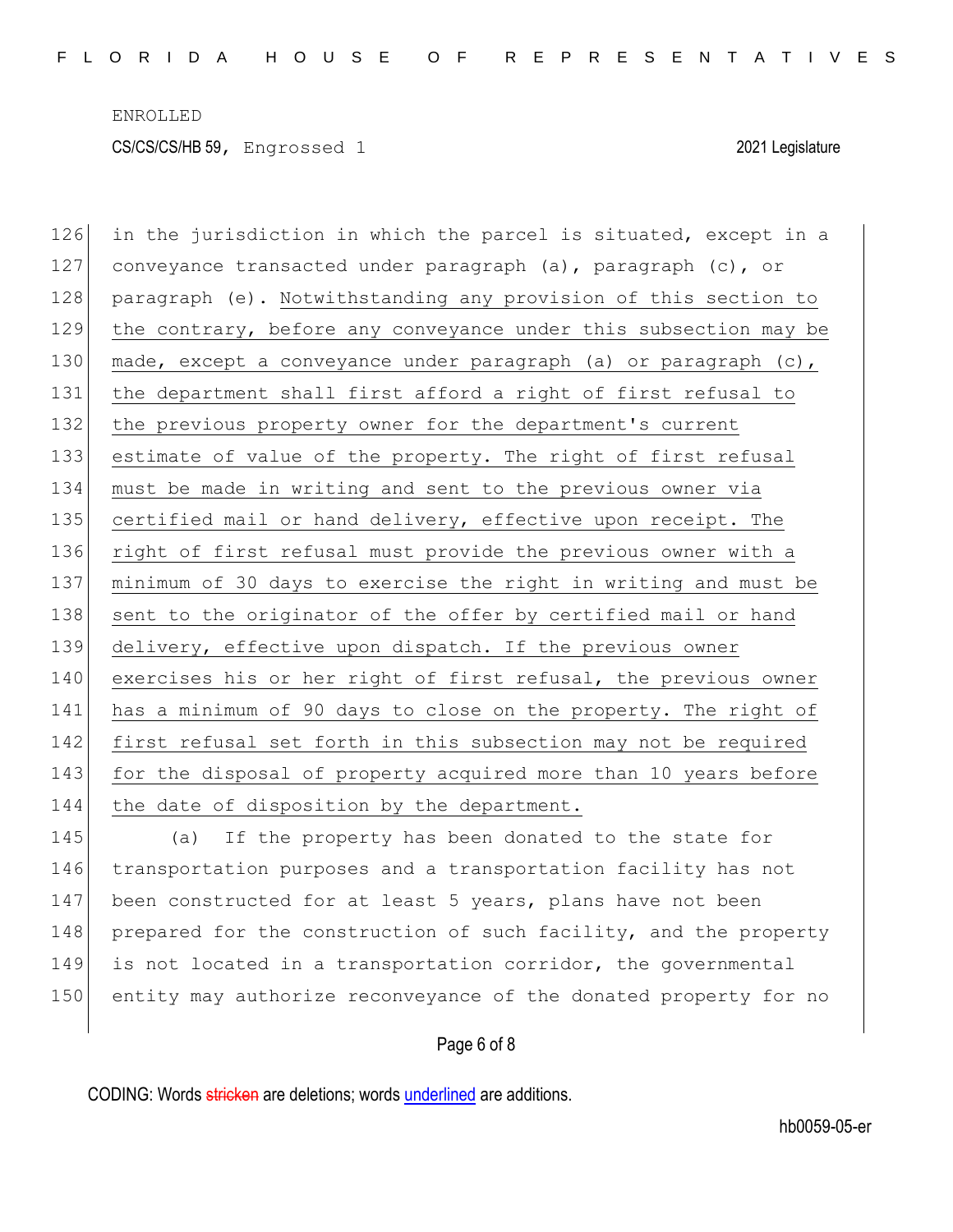in the jurisdiction in which the parcel is situated, except in a conveyance transacted under paragraph (a), paragraph (c), or paragraph (e). Notwithstanding any provision of this section to the contrary, before any conveyance under this subsection may be made, except a conveyance under paragraph (a) or paragraph (c), the department shall first afford a right of first refusal to the previous property owner for the department's current estimate of value of the property. The right of first refusal must be made in writing and sent to the previous owner via certified mail or hand delivery, effective upon receipt. The right of first refusal must provide the previous owner with a minimum of 30 days to exercise the right in writing and must be sent to the originator of the offer by certified mail or hand delivery, effective upon dispatch. If the previous owner exercises his or her right of first refusal, the previous owner has a minimum of 90 days to close on the property. The right of first refusal set forth in this subsection may not be required for the disposal of property acquired more than 10 years before the date of disposition by the department.

(a) If the property has been donated to the state for transportation purposes and a transportation facility has not been constructed for at least 5 years, plans have not been prepared for the construction of such facility, and the property is not located in a transportation corridor, the governmental entity may authorize reconveyance of the donated property for no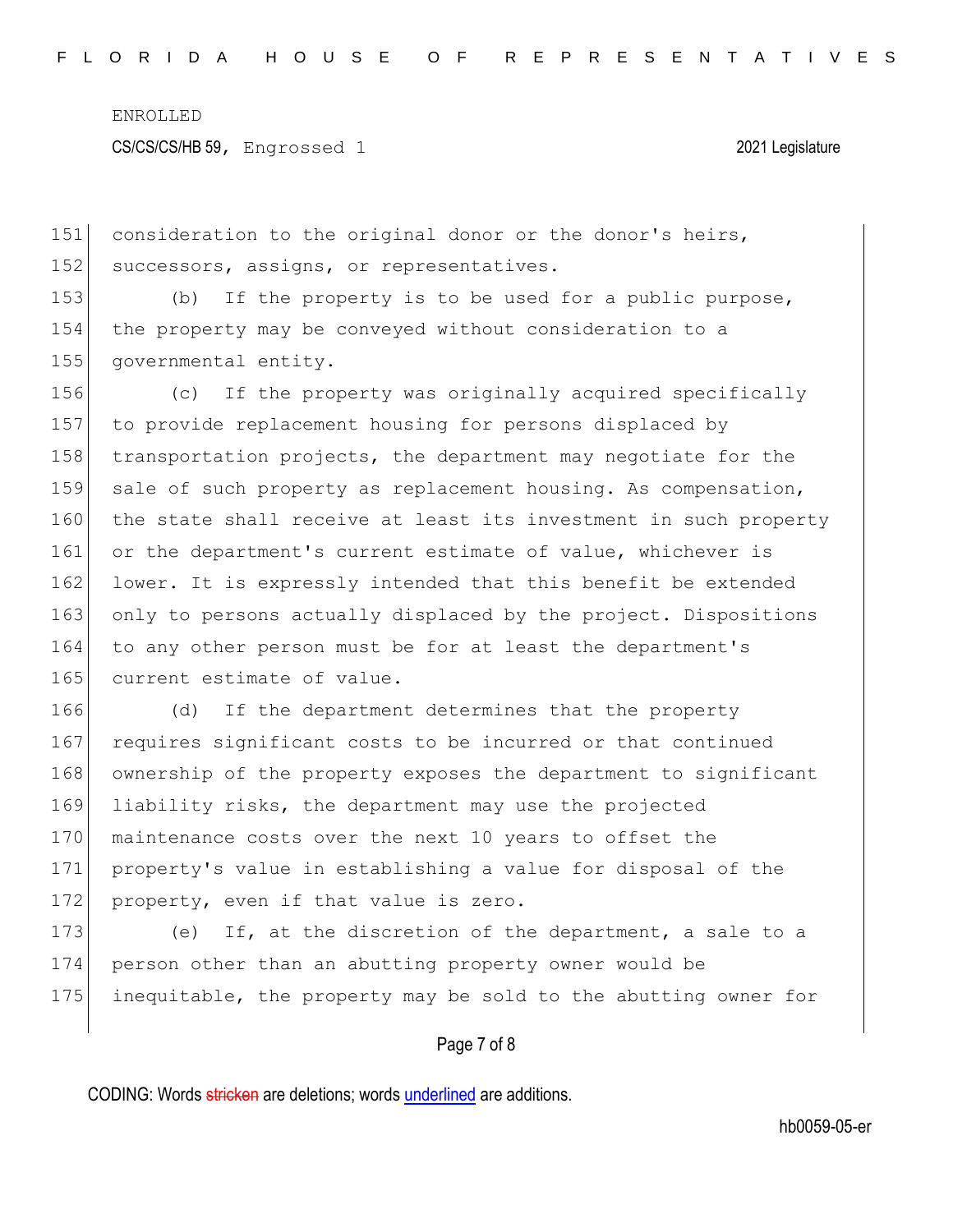consideration to the original donor or the donor's heirs, successors, assigns, or representatives.

(b) If the property is to be used for a public purpose, the property may be conveyed without consideration to a governmental entity.

(c) If the property was originally acquired specifically to provide replacement housing for persons displaced by transportation projects, the department may negotiate for the sale of such property as replacement housing. As compensation, the state shall receive at least its investment in such property or the department's current estimate of value, whichever is lower. It is expressly intended that this benefit be extended only to persons actually displaced by the project. Dispositions to any other person must be for at least the department's current estimate of value.

(d) If the department determines that the property requires significant costs to be incurred or that continued ownership of the property exposes the department to significant liability risks, the department may use the projected maintenance costs over the next 10 years to offset the property's value in establishing a value for disposal of the property, even if that value is zero.

(e) If, at the discretion of the department, a sale to a person other than an abutting property owner would be inequitable, the property may be sold to the abutting owner for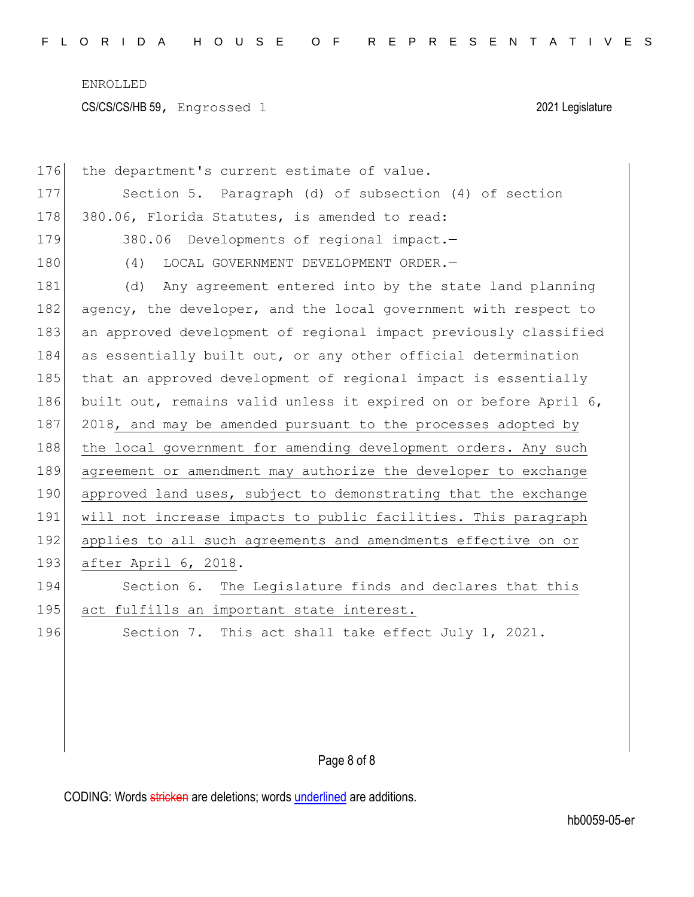ENROLLED

CS/CS/CS/HB 59, Engrossed 1 2021 Legislature

176 the department's current estimate of value.

177 Section 5. Paragraph (d) of subsection (4) of section
178 380.06, Florida Statutes, is amended to read:

179 380.06 Developments of regional impact.—

180 (4) LOCAL GOVERNMENT DEVELOPMENT ORDER.—

181 (d) Any agreement entered into by the state land planning
182 agency, the developer, and the local government with respect to
183 an approved development of regional impact previously classified
184 as essentially built out, or any other official determination
185 that an approved development of regional impact is essentially
186 built out, remains valid unless it expired on or before April 6,
187 2018, and may be amended pursuant to the processes adopted by
188 the local government for amending development orders. Any such
189 agreement or amendment may authorize the developer to exchange
190 approved land uses, subject to demonstrating that the exchange
191 will not increase impacts to public facilities. This paragraph
192 applies to all such agreements and amendments effective on or
193 after April 6, 2018.

194 Section 6. The Legislature finds and declares that this
195 act fulfills an important state interest.

196 Section 7. This act shall take effect July 1, 2021.

CODING: Words stricken are deletions; words underlined are additions.

hb0059-05-er